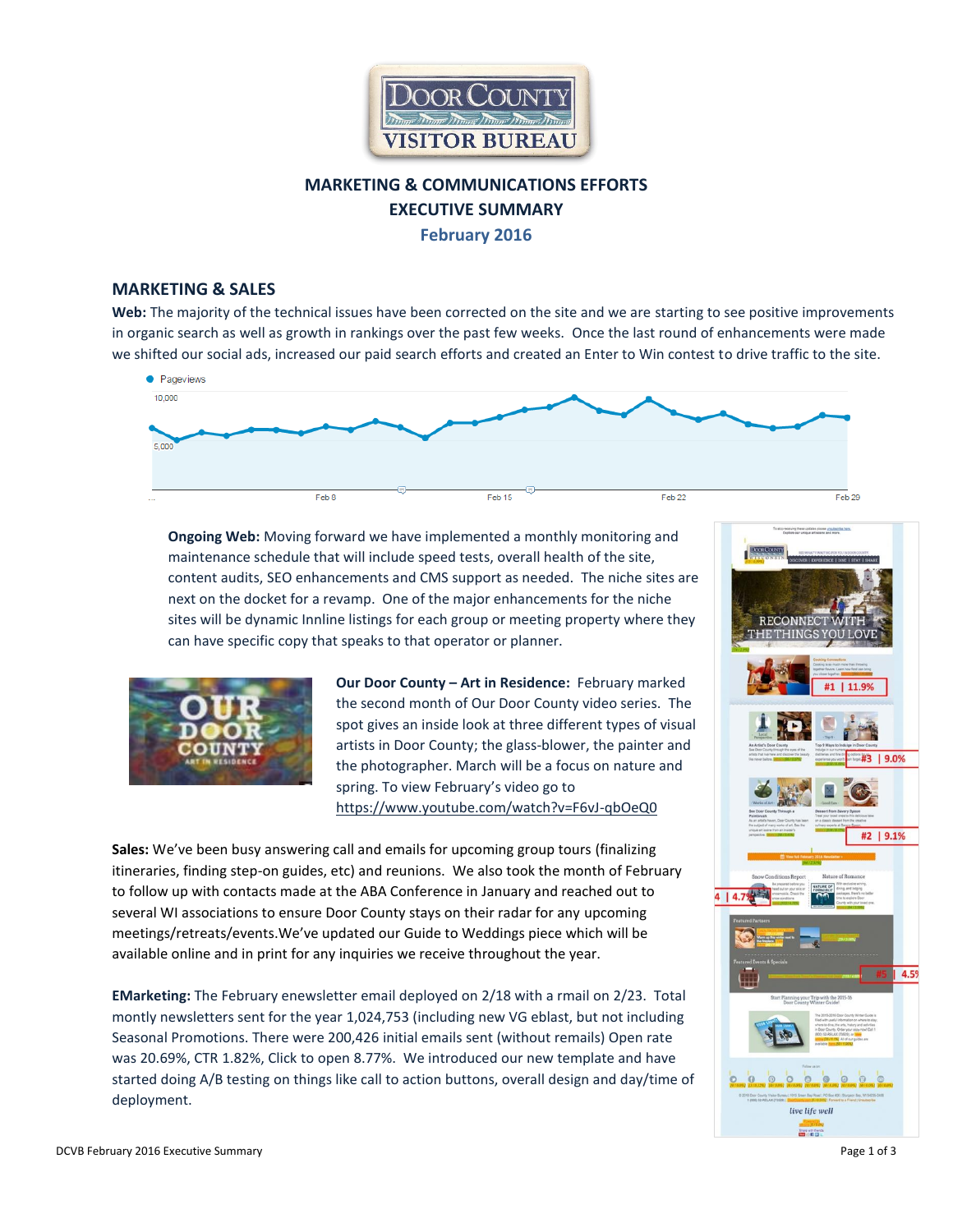# MARKETING & COMMUNICATIONS EFFORTS
## EXECUTIVE SUMMARY
### February 2016

## MARKETING & SALES

**Web:** The majority of the technical issues have been corrected on the site and we are starting to see positive improvements in organic search as well as growth in rankings over the past few weeks. Once the last round of enhancements were made we shifted our social ads, increased our paid search efforts and created an Enter to Win contest to drive traffic to the site.

**Ongoing Web:** Moving forward we have implemented a monthly monitoring and maintenance schedule that will include speed tests, overall health of the site, content audits, SEO enhancements and CMS support as needed. The niche sites are next on the docket for a revamp. One of the major enhancements for the niche sites will be dynamic Innline listings for each group or meeting property where they can have specific copy that speaks to that operator or planner.

**Our Door County – Art in Residence:** February marked the second month of Our Door County video series. The spot gives an inside look at three different types of visual artists in Door County; the glass-blower, the painter and the photographer. March will be a focus on nature and spring. To view February's video go to https://www.youtube.com/watch?v=F6vJ-qbOeQ0

**Sales:** We've been busy answering call and emails for upcoming group tours (finalizing itineraries, finding step-on guides, etc) and reunions. We also took the month of February to follow up with contacts made at the ABA Conference in January and reached out to several WI associations to ensure Door County stays on their radar for any upcoming meetings/retreats/events.We've updated our Guide to Weddings piece which will be available online and in print for any inquiries we receive throughout the year.

**EMarketing:** The February enewsletter email deployed on 2/18 with a rmail on 2/23. Total montly newsletters sent for the year 1,024,753 (including new VG eblast, but not including Seasonal Promotions. There were 200,426 initial emails sent (without remails) Open rate was 20.69%, CTR 1.82%, Click to open 8.77%. We introduced our new template and have started doing A/B testing on things like call to action buttons, overall design and day/time of deployment.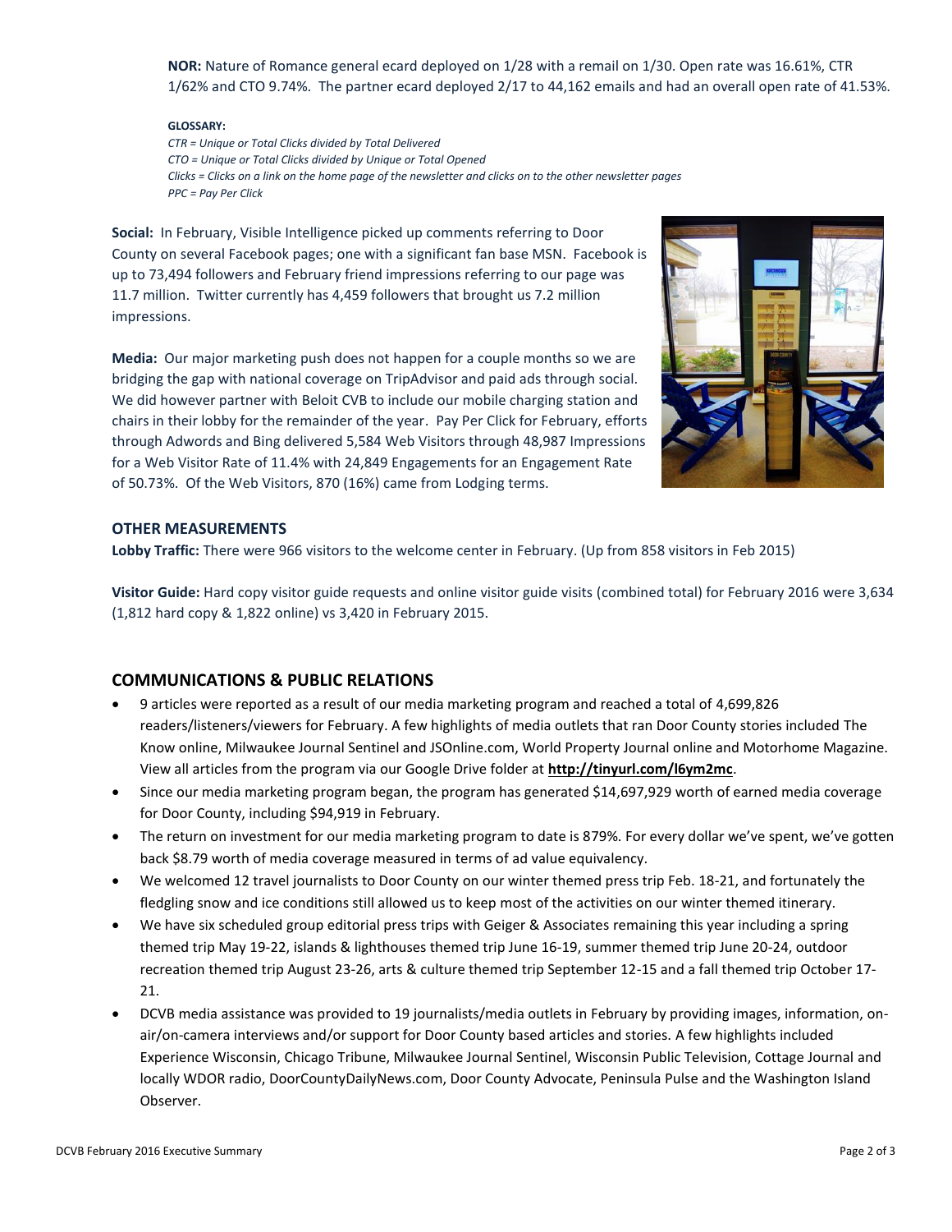**NOR:** Nature of Romance general ecard deployed on 1/28 with a remail on 1/30. Open rate was 16.61%, CTR 1/62% and CTO 9.74%. The partner ecard deployed 2/17 to 44,162 emails and had an overall open rate of 41.53%.

**GLOSSARY:**

*CTR = Unique or Total Clicks divided by Total Delivered*
*CTO = Unique or Total Clicks divided by Unique or Total Opened*
*Clicks = Clicks on a link on the home page of the newsletter and clicks on to the other newsletter pages*
*PPC = Pay Per Click*

**Social:** In February, Visible Intelligence picked up comments referring to Door County on several Facebook pages; one with a significant fan base MSN. Facebook is up to 73,494 followers and February friend impressions referring to our page was 11.7 million. Twitter currently has 4,459 followers that brought us 7.2 million impressions.

**Media:** Our major marketing push does not happen for a couple months so we are bridging the gap with national coverage on TripAdvisor and paid ads through social. We did however partner with Beloit CVB to include our mobile charging station and chairs in their lobby for the remainder of the year. Pay Per Click for February, efforts through Adwords and Bing delivered 5,584 Web Visitors through 48,987 Impressions for a Web Visitor Rate of 11.4% with 24,849 Engagements for an Engagement Rate of 50.73%. Of the Web Visitors, 870 (16%) came from Lodging terms.

### OTHER MEASUREMENTS

**Lobby Traffic:** There were 966 visitors to the welcome center in February. (Up from 858 visitors in Feb 2015)

**Visitor Guide:** Hard copy visitor guide requests and online visitor guide visits (combined total) for February 2016 were 3,634 (1,812 hard copy & 1,822 online) vs 3,420 in February 2015.

## COMMUNICATIONS & PUBLIC RELATIONS

- 9 articles were reported as a result of our media marketing program and reached a total of 4,699,826 readers/listeners/viewers for February. A few highlights of media outlets that ran Door County stories included The Know online, Milwaukee Journal Sentinel and JSOnline.com, World Property Journal online and Motorhome Magazine. View all articles from the program via our Google Drive folder at **http://tinyurl.com/l6ym2mc**.
- Since our media marketing program began, the program has generated $14,697,929 worth of earned media coverage for Door County, including $94,919 in February.
- The return on investment for our media marketing program to date is 879%. For every dollar we've spent, we've gotten back $8.79 worth of media coverage measured in terms of ad value equivalency.
- We welcomed 12 travel journalists to Door County on our winter themed press trip Feb. 18-21, and fortunately the fledgling snow and ice conditions still allowed us to keep most of the activities on our winter themed itinerary.
- We have six scheduled group editorial press trips with Geiger & Associates remaining this year including a spring themed trip May 19-22, islands & lighthouses themed trip June 16-19, summer themed trip June 20-24, outdoor recreation themed trip August 23-26, arts & culture themed trip September 12-15 and a fall themed trip October 17-21.
- DCVB media assistance was provided to 19 journalists/media outlets in February by providing images, information, on-air/on-camera interviews and/or support for Door County based articles and stories. A few highlights included Experience Wisconsin, Chicago Tribune, Milwaukee Journal Sentinel, Wisconsin Public Television, Cottage Journal and locally WDOR radio, DoorCountyDailyNews.com, Door County Advocate, Peninsula Pulse and the Washington Island Observer.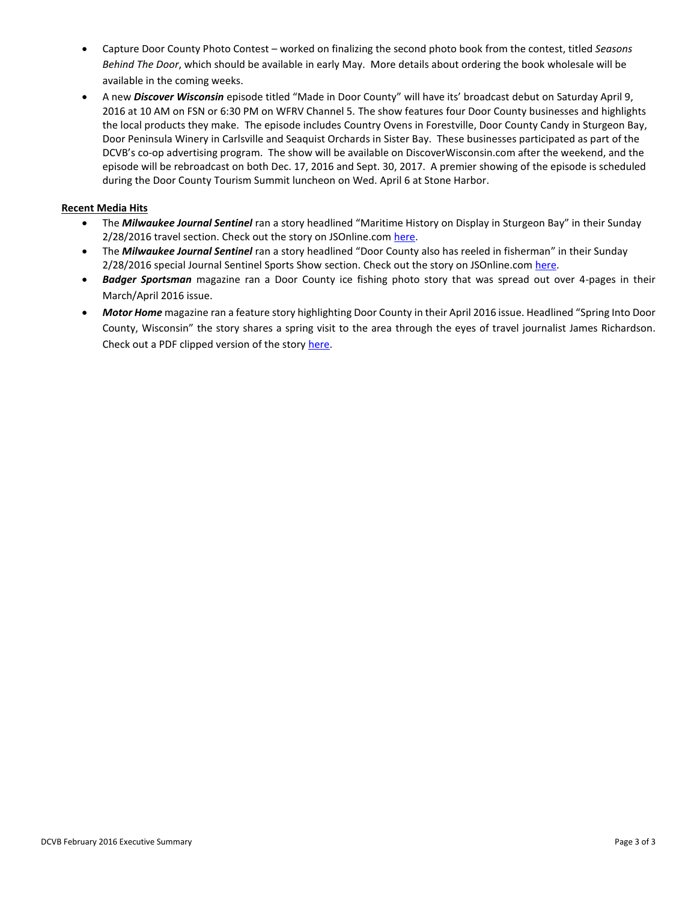- Capture Door County Photo Contest – worked on finalizing the second photo book from the contest, titled *Seasons Behind The Door*, which should be available in early May. More details about ordering the book wholesale will be available in the coming weeks.
- A new ***Discover Wisconsin*** episode titled "Made in Door County" will have its' broadcast debut on Saturday April 9, 2016 at 10 AM on FSN or 6:30 PM on WFRV Channel 5. The show features four Door County businesses and highlights the local products they make. The episode includes Country Ovens in Forestville, Door County Candy in Sturgeon Bay, Door Peninsula Winery in Carlsville and Seaquist Orchards in Sister Bay. These businesses participated as part of the DCVB's co-op advertising program. The show will be available on DiscoverWisconsin.com after the weekend, and the episode will be rebroadcast on both Dec. 17, 2016 and Sept. 30, 2017. A premier showing of the episode is scheduled during the Door County Tourism Summit luncheon on Wed. April 6 at Stone Harbor.

**Recent Media Hits**

- The ***Milwaukee Journal Sentinel*** ran a story headlined "Maritime History on Display in Sturgeon Bay" in their Sunday 2/28/2016 travel section. Check out the story on JSOnline.com here.
- The ***Milwaukee Journal Sentinel*** ran a story headlined "Door County also has reeled in fisherman" in their Sunday 2/28/2016 special Journal Sentinel Sports Show section. Check out the story on JSOnline.com here.
- ***Badger Sportsman*** magazine ran a Door County ice fishing photo story that was spread out over 4-pages in their March/April 2016 issue.
- ***Motor Home*** magazine ran a feature story highlighting Door County in their April 2016 issue. Headlined "Spring Into Door County, Wisconsin" the story shares a spring visit to the area through the eyes of travel journalist James Richardson. Check out a PDF clipped version of the story here.